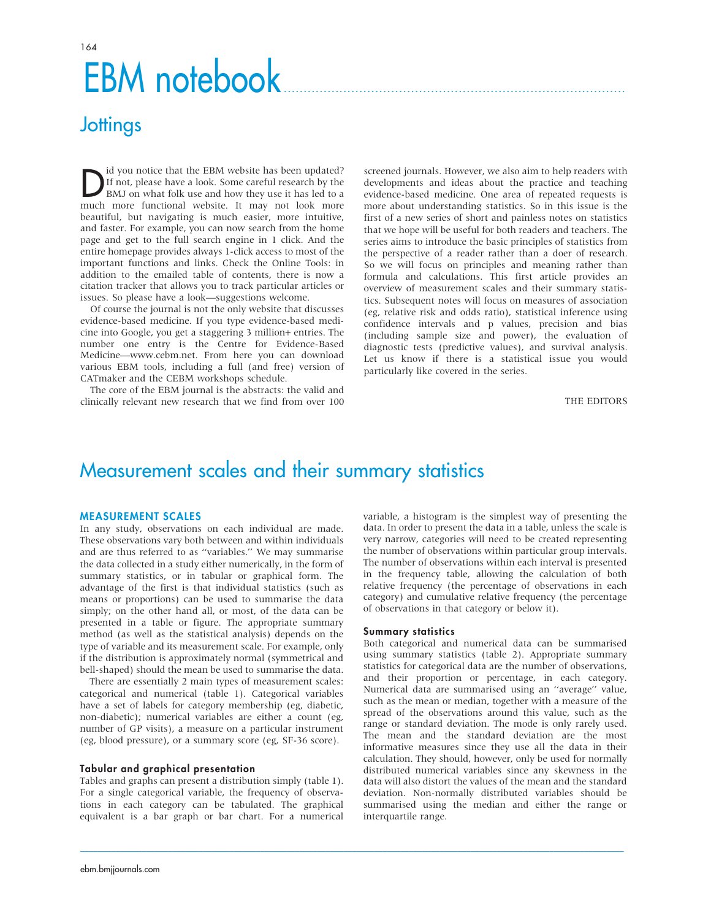# EBM notebook

## Jottings

Did you notice that the EBM website has been updated? If not, please have a look. Some careful research by the BMJ on what folk use and how they use it has led to a much more functional website. It may not look more beautiful, but navigating is much easier, more intuitive, and faster. For example, you can now search from the home page and get to the full search engine in 1 click. And the entire homepage provides always 1-click access to most of the important functions and links. Check the Online Tools: in addition to the emailed table of contents, there is now a citation tracker that allows you to track particular articles or issues. So please have a look—suggestions welcome.

Of course the journal is not the only website that discusses evidence-based medicine. If you type evidence-based medicine into Google, you get a staggering 3 million+ entries. The number one entry is the Centre for Evidence-Based Medicine—www.cebm.net. From here you can download various EBM tools, including a full (and free) version of CATmaker and the CEBM workshops schedule.

The core of the EBM journal is the abstracts: the valid and clinically relevant new research that we find from over 100 screened journals. However, we also aim to help readers with developments and ideas about the practice and teaching evidence-based medicine. One area of repeated requests is more about understanding statistics. So in this issue is the first of a new series of short and painless notes on statistics that we hope will be useful for both readers and teachers. The series aims to introduce the basic principles of statistics from the perspective of a reader rather than a doer of research. So we will focus on principles and meaning rather than formula and calculations. This first article provides an overview of measurement scales and their summary statistics. Subsequent notes will focus on measures of association (eg, relative risk and odds ratio), statistical inference using confidence intervals and p values, precision and bias (including sample size and power), the evaluation of diagnostic tests (predictive values), and survival analysis. Let us know if there is a statistical issue you would particularly like covered in the series.

THE EDITORS

## Measurement scales and their summary statistics

### MEASUREMENT SCALES

In any study, observations on each individual are made. These observations vary both between and within individuals and are thus referred to as "variables." We may summarise the data collected in a study either numerically, in the form of summary statistics, or in tabular or graphical form. The advantage of the first is that individual statistics (such as means or proportions) can be used to summarise the data simply; on the other hand all, or most, of the data can be presented in a table or figure. The appropriate summary method (as well as the statistical analysis) depends on the type of variable and its measurement scale. For example, only if the distribution is approximately normal (symmetrical and bell-shaped) should the mean be used to summarise the data.

There are essentially 2 main types of measurement scales: categorical and numerical (table 1). Categorical variables have a set of labels for category membership (eg, diabetic, non-diabetic); numerical variables are either a count (eg, number of GP visits), a measure on a particular instrument (eg, blood pressure), or a summary score (eg, SF-36 score).

#### Tabular and graphical presentation

Tables and graphs can present a distribution simply (table 1). For a single categorical variable, the frequency of observations in each category can be tabulated. The graphical equivalent is a bar graph or bar chart. For a numerical variable, a histogram is the simplest way of presenting the data. In order to present the data in a table, unless the scale is very narrow, categories will need to be created representing the number of observations within particular group intervals. The number of observations within each interval is presented in the frequency table, allowing the calculation of both relative frequency (the percentage of observations in each category) and cumulative relative frequency (the percentage of observations in that category or below it).

#### Summary statistics

Both categorical and numerical data can be summarised using summary statistics (table 2). Appropriate summary statistics for categorical data are the number of observations, and their proportion or percentage, in each category. Numerical data are summarised using an "average" value, such as the mean or median, together with a measure of the spread of the observations around this value, such as the range or standard deviation. The mode is only rarely used. The mean and the standard deviation are the most informative measures since they use all the data in their calculation. They should, however, only be used for normally distributed numerical variables since any skewness in the data will also distort the values of the mean and the standard deviation. Non-normally distributed variables should be summarised using the median and either the range or interquartile range.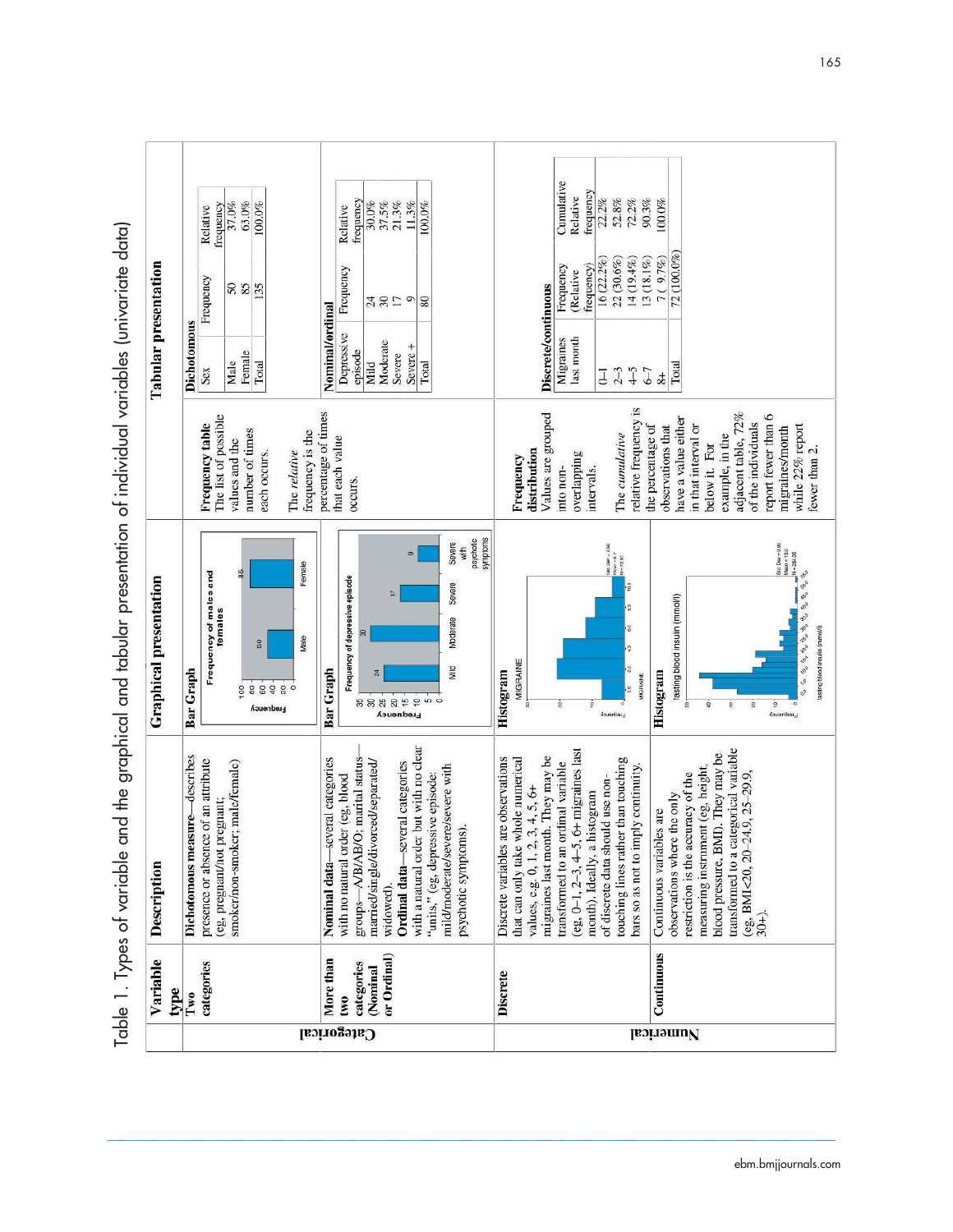# Table 1. Types of variable and the graphical and tabular presentation of individual variables (univariate data)

| | Variable type | Description | Graphical presentation | | Tabular presentation |
|---|---|---|---|---|---|
| Categorical | Two categories | **Dichotomous measure**—describes presence or absence of an attribute (eg, pregnant/not pregnant; smoker/non-smoker; male/female) | **Bar Graph** | **Frequency table** The list of possible values and the number of times each occurs. The *relative* frequency is the percentage of times that each value occurs. | **Dichotomous** (see below) |
| | More than two categories (Nominal or Ordinal) | **Nominal data**—several categories with no natural order (eg, blood groups—A/B/AB/O; marital status—married/single/divorced/separated/widowed). **Ordinal data**—several categories with a natural order but with no clear "units," (eg, depressive episode: mild/moderate/severe/severe with psychotic symptoms). | **Bar Graph** | | **Nominal/ordinal** (see below) |
| Numerical | Discrete | Discrete variables are observations that can only take whole numerical values, e.g. 0, 1, 2, 3, 4, 5, 6+ migraines last month. They may be transformed to an ordinal variable (eg, 0–1, 2–3, 4–5, 6+ migraines last month). Ideally, a histogram of discrete data should use non-touching lines rather than touching bars so as not to imply continuity. | **Histogram** | **Frequency distribution** Values are grouped into non-overlapping intervals. The *cumulative* relative frequency is the percentage of observations that have a value either in that interval or below it. For example, in the adjacent table, 72% of the individuals report fewer than 6 migraines/month while 22% report fewer than 2. | **Discrete/continuous** (see below) |
| | Continuous | Continuous variables are observations where the only restriction is the accuracy of the measuring instrument (eg, height, blood pressure, BMI). They may be transformed to a categorical variable (eg, BMI<20, 20–24.9, 25–29.9, 30+). | **Histogram** | | |

**Dichotomous**

| Sex | Frequency | Relative frequency |
|---|---|---|
| Male | 50 | 37.0% |
| Female | 85 | 63.0% |
| Total | 135 | 100.0% |

**Nominal/ordinal**

| Depressive episode | Frequency | Relative frequency |
|---|---|---|
| Mild | 24 | 30.0% |
| Moderate | 30 | 37.5% |
| Severe | 17 | 21.3% |
| Severe + | 9 | 11.3% |
| Total | 80 | 100.0% |

**Discrete/continuous**

| Migraines last month | Frequency (Relative frequency) | Cumulative Relative frequency |
|---|---|---|
| 0–1 | 16 (22.2%) | 22.2% |
| 2–3 | 22 (30.6%) | 52.8% |
| 4–5 | 14 (19.4%) | 72.2% |
| 6–7 | 13 (18.1%) | 90.3% |
| 8+ | 7 ( 9.7%) | 100.0% |
| Total | 72 (100.0%) | |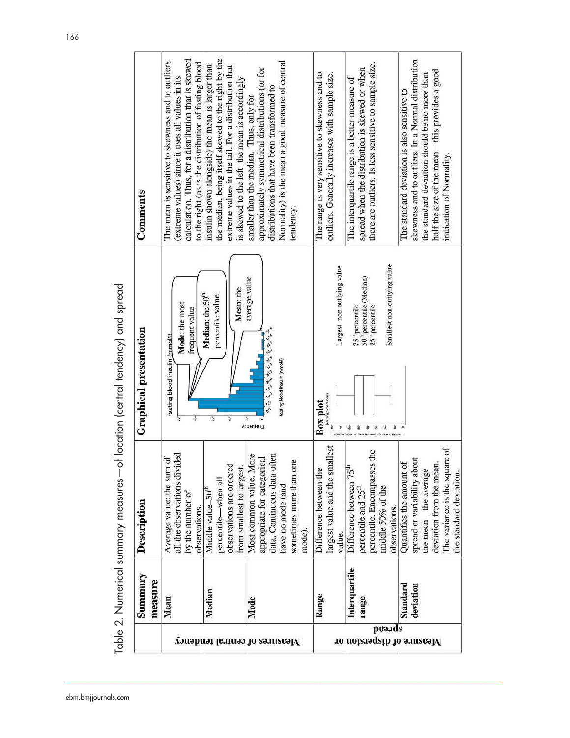Table 2. Numerical summary measures—of location (central tendency) and spread

| | Summary measure | Description | Graphical presentation | Comments |
|---|---|---|---|---|
| Measures of central tendency | Mean | Average value: the sum of all the observations divided by the number of observations. | fasting blood insulin (mmol/l); Mode: the most frequent value; Median: the 50th percentile value; Mean: the average value; Frequency; fasting blood insulin (mmol/l) | The mean is sensitive to skewness and to outliers (extreme values) since it uses all values in its calculation. Thus, for a distribution that is skewed to the right (as is the distribution of fasting blood insulin shown alongside) the mean is larger than the median, being itself skewed to the right by the extreme values in the tail. For a distribution that is skewed to the left the mean is accordingly smaller than the median. Thus, only for approximately symmetrical distributions (or for distributions that have been transformed to Normality) is the mean a good measure of central tendency. |
| | Median | Middle value–50th percentile—when all observations are ordered from smallest to largest. | | |
| | Mode | Most common value. More appropriate for categorical data. Continuous data often have no mode (and sometimes more than one mode). | | |
| Measure of dispersion or spread | Range | Difference between the largest value and the smallest value. | Box plot; Largest non-outlying value; 75th percentile; 50th percentile (Median); 25th percentile; Smallest non-outlying value | The range is very sensitive to skewness and to outliers. Generally increases with sample size. |
| | Interquartile range | Difference between 75th percentile and 25th percentile. Encompasses the middle 50% of the observations. | | The interquartile range is a better measure of spread when the distribution is skewed or when there are outliers. Is less sensitive to sample size. |
| | Standard deviation | Quantifies the amount of spread or variability about the mean—the average deviation from the mean. The variance is the square of the standard deviation. | | The standard deviation is also sensitive to skewness and to outliers. In a Normal distribution the standard deviation should be no more than half the size of the mean—this provides a good indication of Normality. |